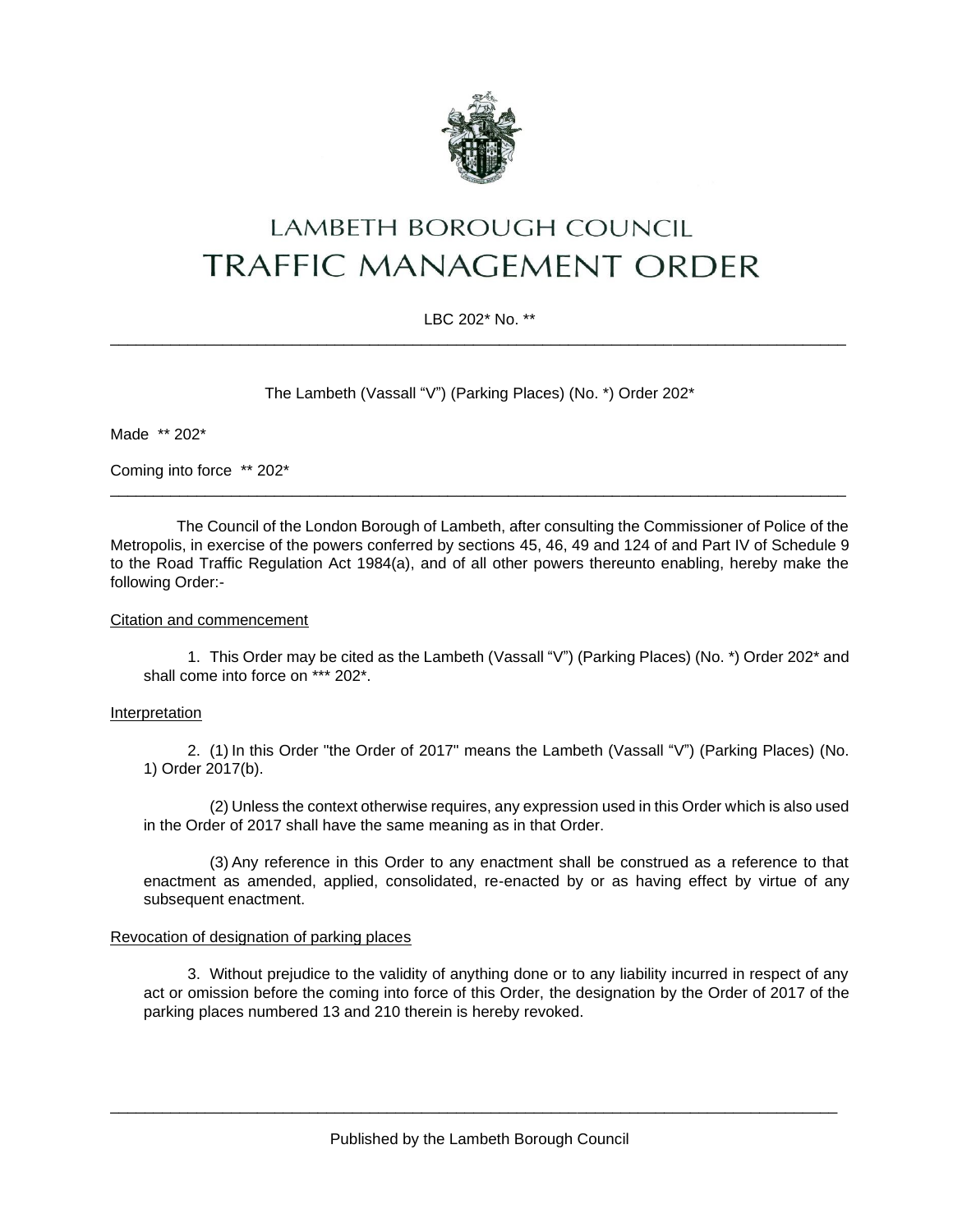# LAMBETH BOROUGH COUNCIL
# TRAFFIC MANAGEMENT ORDER

LBC 202* No. **

---

The Lambeth (Vassall "V") (Parking Places) (No. *) Order 202*

Made ** 202*

Coming into force ** 202*

---

The Council of the London Borough of Lambeth, after consulting the Commissioner of Police of the Metropolis, in exercise of the powers conferred by sections 45, 46, 49 and 124 of and Part IV of Schedule 9 to the Road Traffic Regulation Act 1984(a), and of all other powers thereunto enabling, hereby make the following Order:-

Citation and commencement

1. This Order may be cited as the Lambeth (Vassall "V") (Parking Places) (No. *) Order 202* and shall come into force on *** 202*.

Interpretation

2. (1) In this Order "the Order of 2017" means the Lambeth (Vassall "V") (Parking Places) (No. 1) Order 2017(b).

(2) Unless the context otherwise requires, any expression used in this Order which is also used in the Order of 2017 shall have the same meaning as in that Order.

(3) Any reference in this Order to any enactment shall be construed as a reference to that enactment as amended, applied, consolidated, re-enacted by or as having effect by virtue of any subsequent enactment.

Revocation of designation of parking places

3. Without prejudice to the validity of anything done or to any liability incurred in respect of any act or omission before the coming into force of this Order, the designation by the Order of 2017 of the parking places numbered 13 and 210 therein is hereby revoked.

---

Published by the Lambeth Borough Council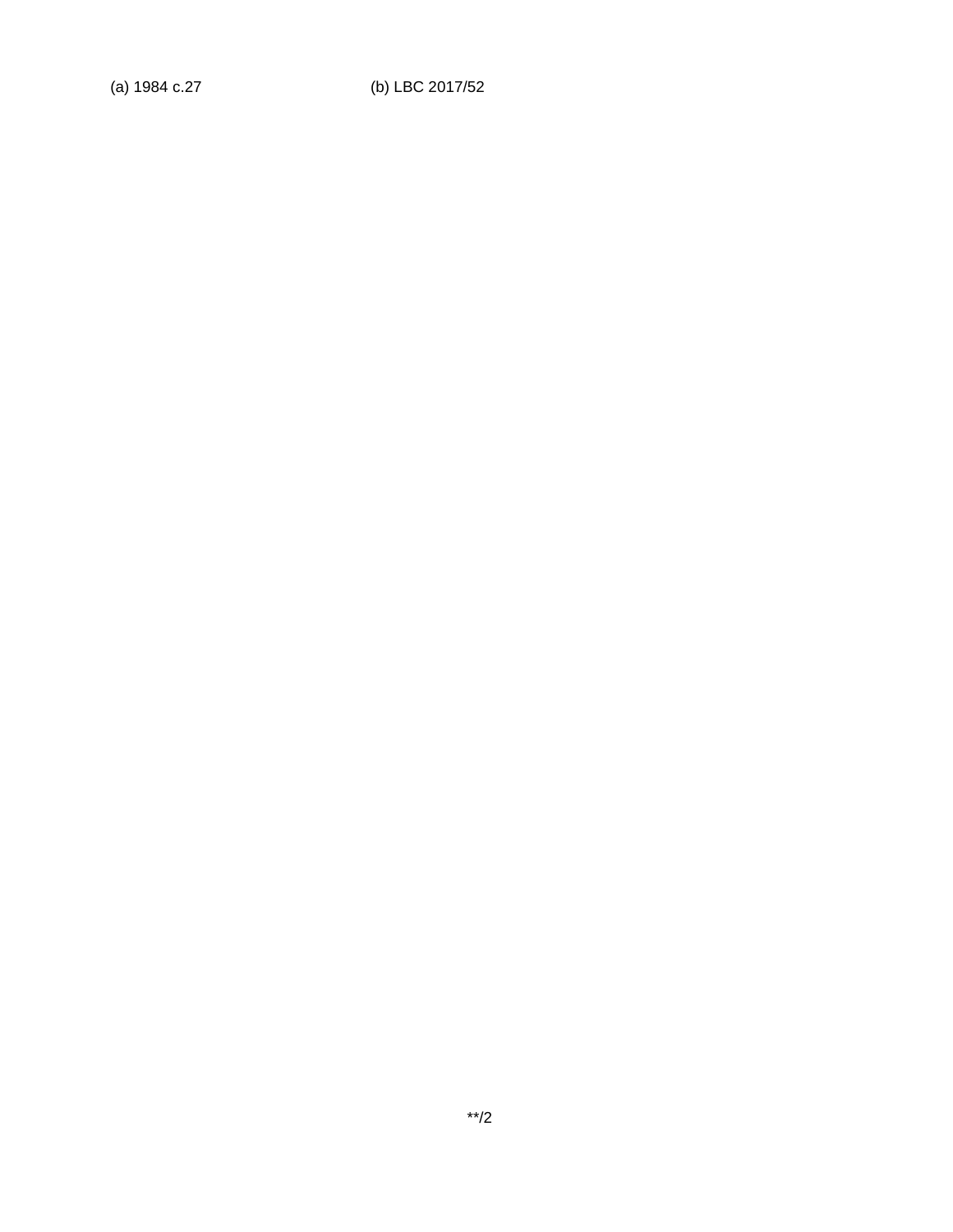(a) 1984 c.27 (b) LBC 2017/52

**/2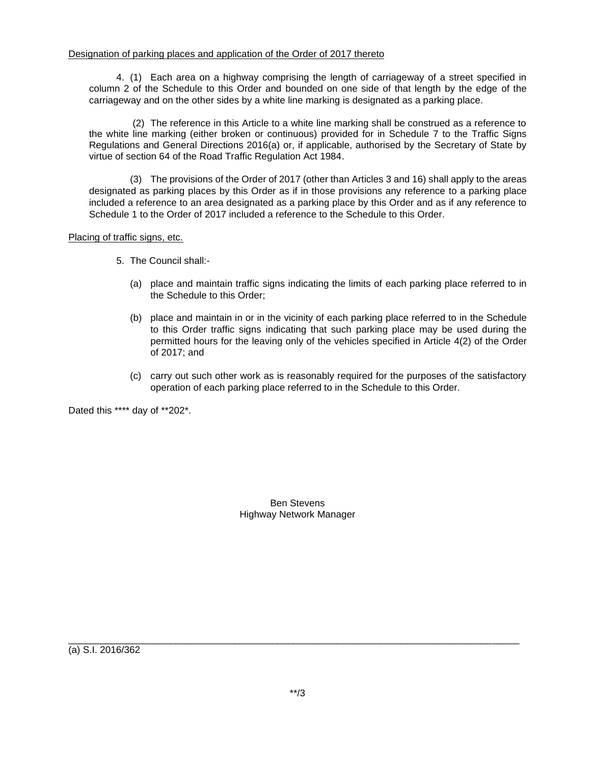<u>Designation of parking places and application of the Order of 2017 thereto</u>

4. (1) Each area on a highway comprising the length of carriageway of a street specified in column 2 of the Schedule to this Order and bounded on one side of that length by the edge of the carriageway and on the other sides by a white line marking is designated as a parking place.

(2) The reference in this Article to a white line marking shall be construed as a reference to the white line marking (either broken or continuous) provided for in Schedule 7 to the Traffic Signs Regulations and General Directions 2016(a) or, if applicable, authorised by the Secretary of State by virtue of section 64 of the Road Traffic Regulation Act 1984.

(3) The provisions of the Order of 2017 (other than Articles 3 and 16) shall apply to the areas designated as parking places by this Order as if in those provisions any reference to a parking place included a reference to an area designated as a parking place by this Order and as if any reference to Schedule 1 to the Order of 2017 included a reference to the Schedule to this Order.

<u>Placing of traffic signs, etc.</u>

5. The Council shall:-

(a) place and maintain traffic signs indicating the limits of each parking place referred to in the Schedule to this Order;

(b) place and maintain in or in the vicinity of each parking place referred to in the Schedule to this Order traffic signs indicating that such parking place may be used during the permitted hours for the leaving only of the vehicles specified in Article 4(2) of the Order of 2017; and

(c) carry out such other work as is reasonably required for the purposes of the satisfactory operation of each parking place referred to in the Schedule to this Order.

Dated this **** day of **202*.

Ben Stevens
Highway Network Manager

---

(a) S.I. 2016/362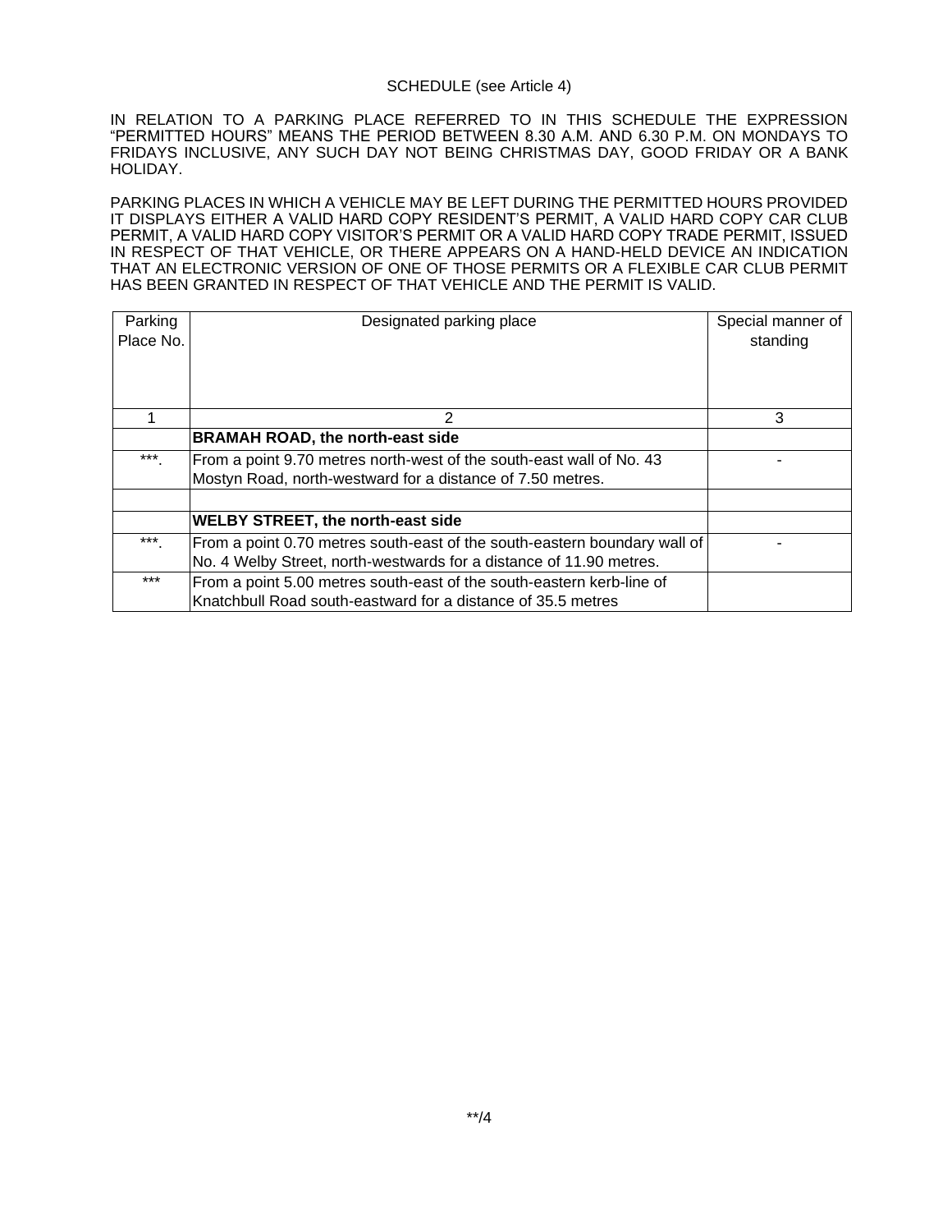SCHEDULE (see Article 4)

IN RELATION TO A PARKING PLACE REFERRED TO IN THIS SCHEDULE THE EXPRESSION "PERMITTED HOURS" MEANS THE PERIOD BETWEEN 8.30 A.M. AND 6.30 P.M. ON MONDAYS TO FRIDAYS INCLUSIVE, ANY SUCH DAY NOT BEING CHRISTMAS DAY, GOOD FRIDAY OR A BANK HOLIDAY.

PARKING PLACES IN WHICH A VEHICLE MAY BE LEFT DURING THE PERMITTED HOURS PROVIDED IT DISPLAYS EITHER A VALID HARD COPY RESIDENT'S PERMIT, A VALID HARD COPY CAR CLUB PERMIT, A VALID HARD COPY VISITOR'S PERMIT OR A VALID HARD COPY TRADE PERMIT, ISSUED IN RESPECT OF THAT VEHICLE, OR THERE APPEARS ON A HAND-HELD DEVICE AN INDICATION THAT AN ELECTRONIC VERSION OF ONE OF THOSE PERMITS OR A FLEXIBLE CAR CLUB PERMIT HAS BEEN GRANTED IN RESPECT OF THAT VEHICLE AND THE PERMIT IS VALID.

| Parking Place No. | Designated parking place | Special manner of standing |
|---|---|---|
| 1 | 2 | 3 |
| | **BRAMAH ROAD, the north-east side** | |
| ***. | From a point 9.70 metres north-west of the south-east wall of No. 43 Mostyn Road, north-westward for a distance of 7.50 metres. | - |
| | | |
| | **WELBY STREET, the north-east side** | |
| ***. | From a point 0.70 metres south-east of the south-eastern boundary wall of No. 4 Welby Street, north-westwards for a distance of 11.90 metres. | - |
| *** | From a point 5.00 metres south-east of the south-eastern kerb-line of Knatchbull Road south-eastward for a distance of 35.5 metres | |